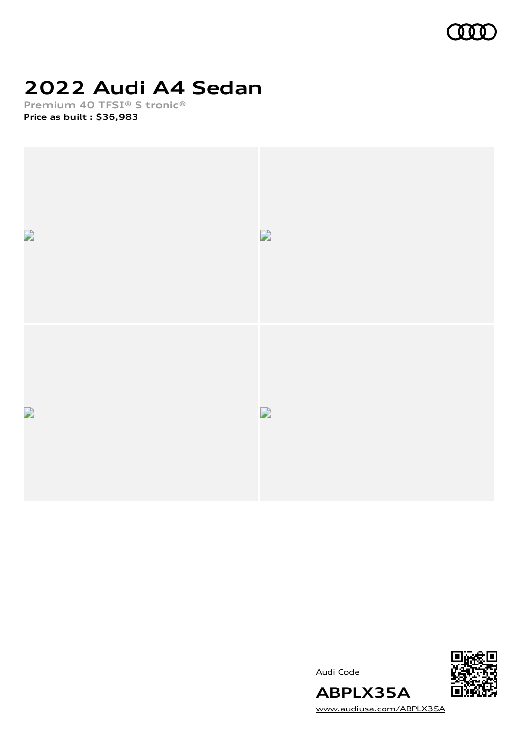# 2022 Audi A4 Sedan

**Premium 40 TFSI® S tronic®**

**Price as built : $36,983**

Audi Code

**ABPLX35A**

www.audiusa.com/ABPLX35A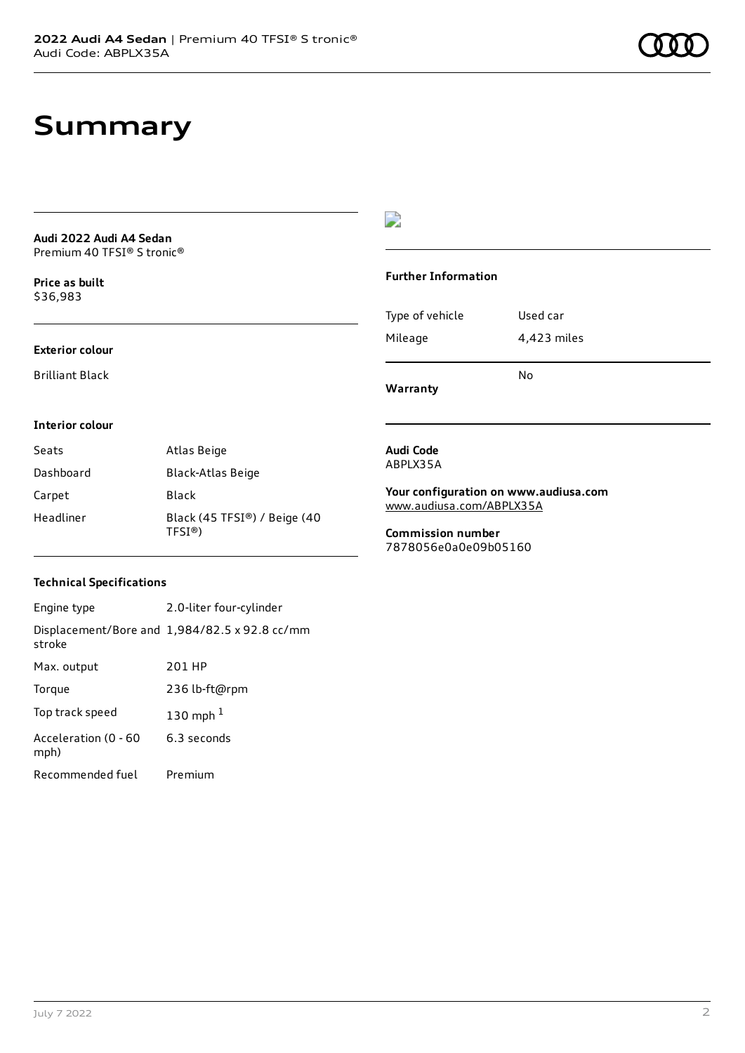# Summary

**Audi 2022 Audi A4 Sedan**
Premium 40 TFSI® S tronic®

**Price as built**
$36,983

### Exterior colour

Brilliant Black

### Interior colour

| | |
|---|---|
| Seats | Atlas Beige |
| Dashboard | Black-Atlas Beige |
| Carpet | Black |
| Headliner | Black (45 TFSI®) / Beige (40 TFSI®) |

### Technical Specifications

| | |
|---|---|
| Engine type | 2.0-liter four-cylinder |
| Displacement/Bore and stroke | 1,984/82.5 x 92.8 cc/mm |
| Max. output | 201 HP |
| Torque | 236 lb-ft@rpm |
| Top track speed | 130 mph [1] |
| Acceleration (0 - 60 mph) | 6.3 seconds |
| Recommended fuel | Premium |

### Further Information

| | |
|---|---|
| Type of vehicle | Used car |
| Mileage | 4,423 miles |
| **Warranty** | No |

**Audi Code**
ABPLX35A

**Your configuration on www.audiusa.com**
www.audiusa.com/ABPLX35A

**Commission number**
7878056e0a0e09b05160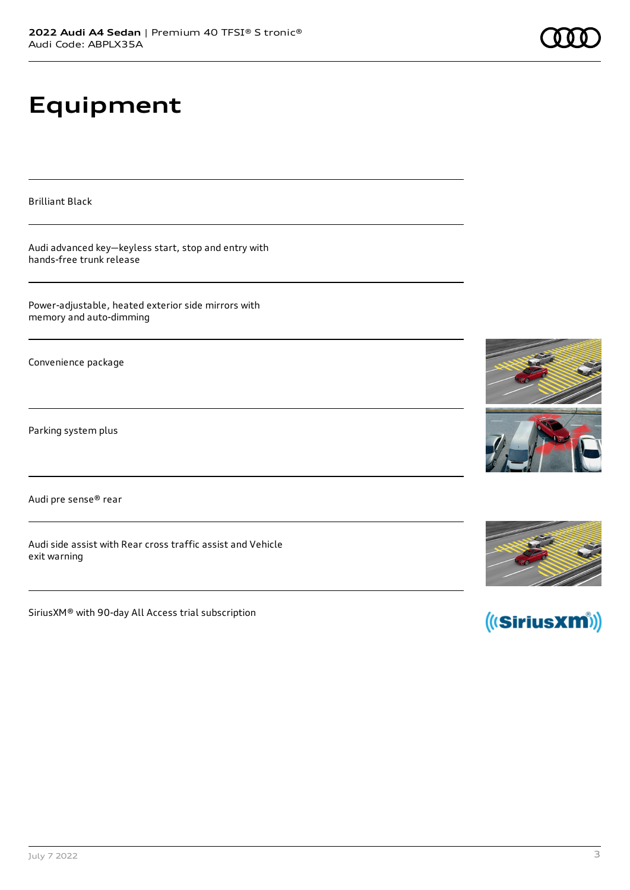# Equipment

Brilliant Black

Audi advanced key—keyless start, stop and entry with hands-free trunk release

Power-adjustable, heated exterior side mirrors with memory and auto-dimming

Convenience package

Parking system plus

Audi pre sense® rear

Audi side assist with Rear cross traffic assist and Vehicle exit warning

SiriusXM® with 90-day All Access trial subscription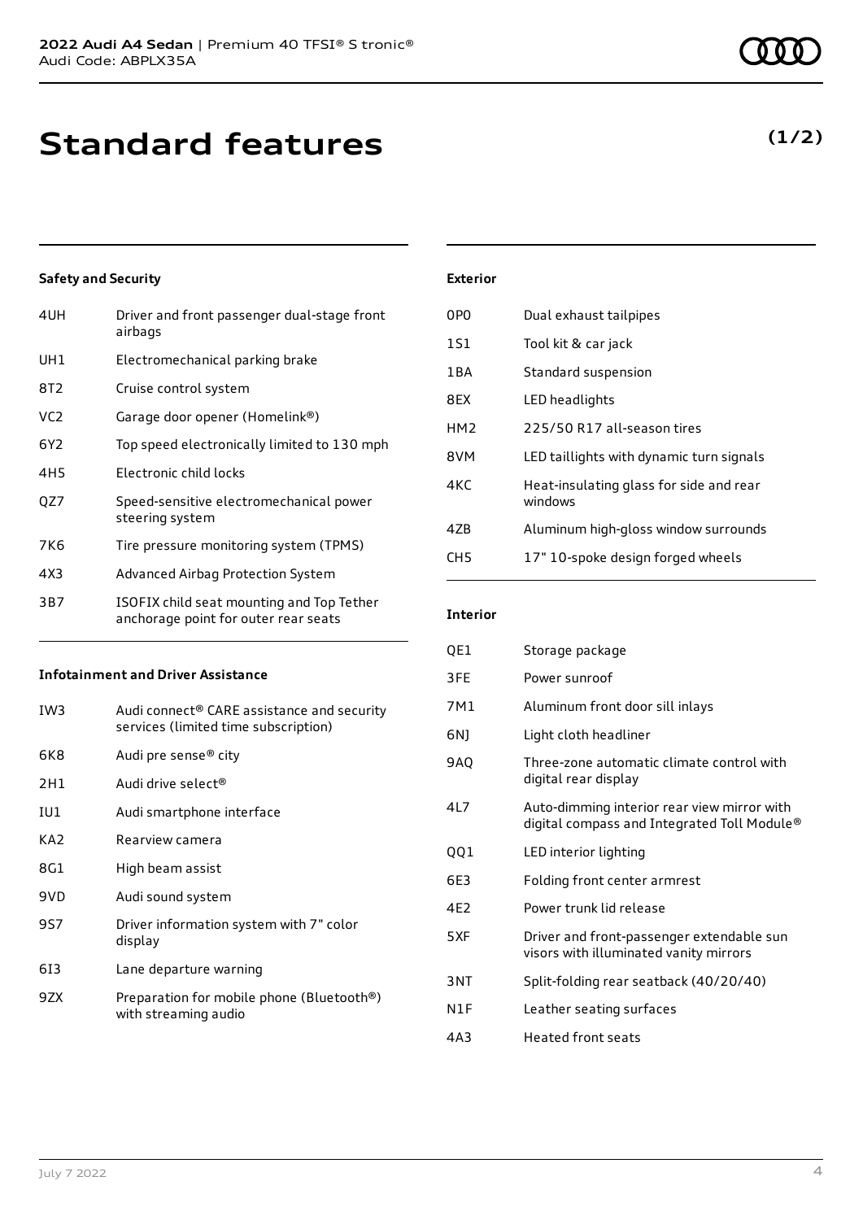# Standard features

**(1/2)**

### Safety and Security

| | |
|---|---|
| 4UH | Driver and front passenger dual-stage front airbags |
| UH1 | Electromechanical parking brake |
| 8T2 | Cruise control system |
| VC2 | Garage door opener (Homelink®) |
| 6Y2 | Top speed electronically limited to 130 mph |
| 4H5 | Electronic child locks |
| QZ7 | Speed-sensitive electromechanical power steering system |
| 7K6 | Tire pressure monitoring system (TPMS) |
| 4X3 | Advanced Airbag Protection System |
| 3B7 | ISOFIX child seat mounting and Top Tether anchorage point for outer rear seats |

### Infotainment and Driver Assistance

| | |
|---|---|
| IW3 | Audi connect® CARE assistance and security services (limited time subscription) |
| 6K8 | Audi pre sense® city |
| 2H1 | Audi drive select® |
| IU1 | Audi smartphone interface |
| KA2 | Rearview camera |
| 8G1 | High beam assist |
| 9VD | Audi sound system |
| 9S7 | Driver information system with 7" color display |
| 6I3 | Lane departure warning |
| 9ZX | Preparation for mobile phone (Bluetooth®) with streaming audio |

### Exterior

| | |
|---|---|
| 0P0 | Dual exhaust tailpipes |
| 1S1 | Tool kit & car jack |
| 1BA | Standard suspension |
| 8EX | LED headlights |
| HM2 | 225/50 R17 all-season tires |
| 8VM | LED taillights with dynamic turn signals |
| 4KC | Heat-insulating glass for side and rear windows |
| 4ZB | Aluminum high-gloss window surrounds |
| CH5 | 17" 10-spoke design forged wheels |

### Interior

| | |
|---|---|
| QE1 | Storage package |
| 3FE | Power sunroof |
| 7M1 | Aluminum front door sill inlays |
| 6NJ | Light cloth headliner |
| 9AQ | Three-zone automatic climate control with digital rear display |
| 4L7 | Auto-dimming interior rear view mirror with digital compass and Integrated Toll Module® |
| QQ1 | LED interior lighting |
| 6E3 | Folding front center armrest |
| 4E2 | Power trunk lid release |
| 5XF | Driver and front-passenger extendable sun visors with illuminated vanity mirrors |
| 3NT | Split-folding rear seatback (40/20/40) |
| N1F | Leather seating surfaces |
| 4A3 | Heated front seats |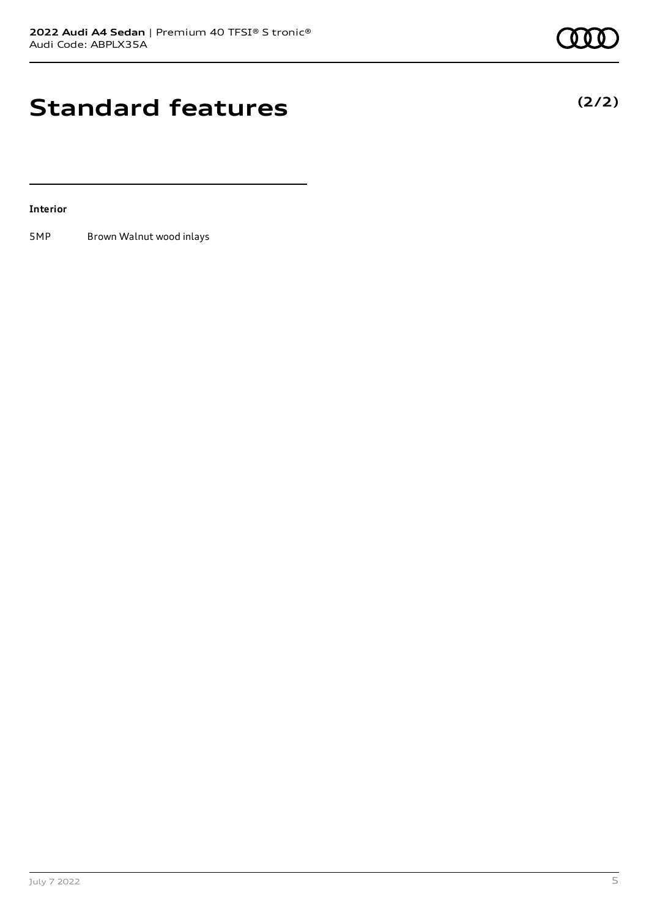# Standard features

**(2/2)**

**Interior**

| | |
|---|---|
| 5MP | Brown Walnut wood inlays |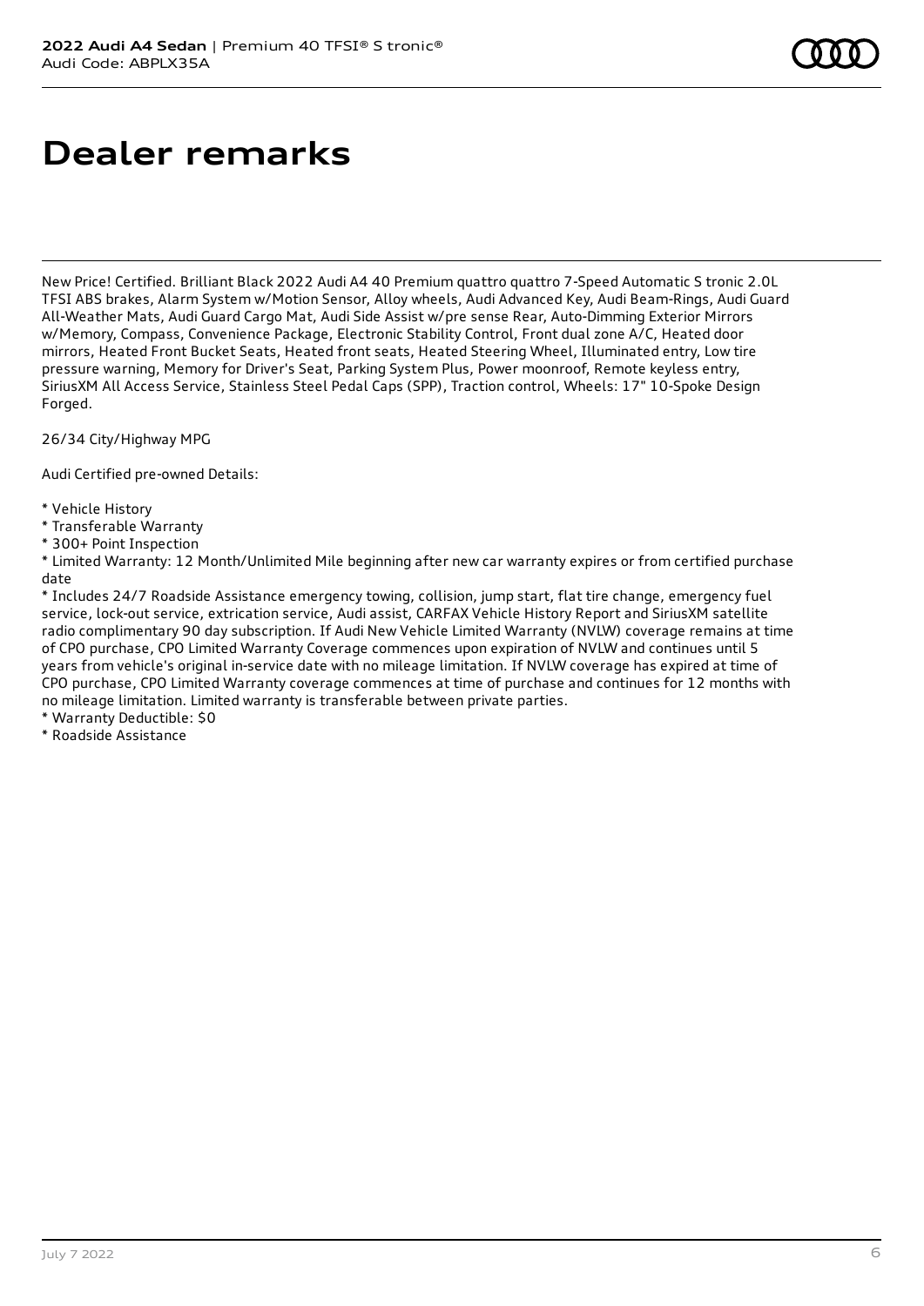# Dealer remarks

New Price! Certified. Brilliant Black 2022 Audi A4 40 Premium quattro quattro 7-Speed Automatic S tronic 2.0L TFSI ABS brakes, Alarm System w/Motion Sensor, Alloy wheels, Audi Advanced Key, Audi Beam-Rings, Audi Guard All-Weather Mats, Audi Guard Cargo Mat, Audi Side Assist w/pre sense Rear, Auto-Dimming Exterior Mirrors w/Memory, Compass, Convenience Package, Electronic Stability Control, Front dual zone A/C, Heated door mirrors, Heated Front Bucket Seats, Heated front seats, Heated Steering Wheel, Illuminated entry, Low tire pressure warning, Memory for Driver's Seat, Parking System Plus, Power moonroof, Remote keyless entry, SiriusXM All Access Service, Stainless Steel Pedal Caps (SPP), Traction control, Wheels: 17" 10-Spoke Design Forged.

26/34 City/Highway MPG

Audi Certified pre-owned Details:

* Vehicle History
* Transferable Warranty
* 300+ Point Inspection
* Limited Warranty: 12 Month/Unlimited Mile beginning after new car warranty expires or from certified purchase date
* Includes 24/7 Roadside Assistance emergency towing, collision, jump start, flat tire change, emergency fuel service, lock-out service, extrication service, Audi assist, CARFAX Vehicle History Report and SiriusXM satellite radio complimentary 90 day subscription. If Audi New Vehicle Limited Warranty (NVLW) coverage remains at time of CPO purchase, CPO Limited Warranty Coverage commences upon expiration of NVLW and continues until 5 years from vehicle's original in-service date with no mileage limitation. If NVLW coverage has expired at time of CPO purchase, CPO Limited Warranty coverage commences at time of purchase and continues for 12 months with no mileage limitation. Limited warranty is transferable between private parties.
* Warranty Deductible: $0
* Roadside Assistance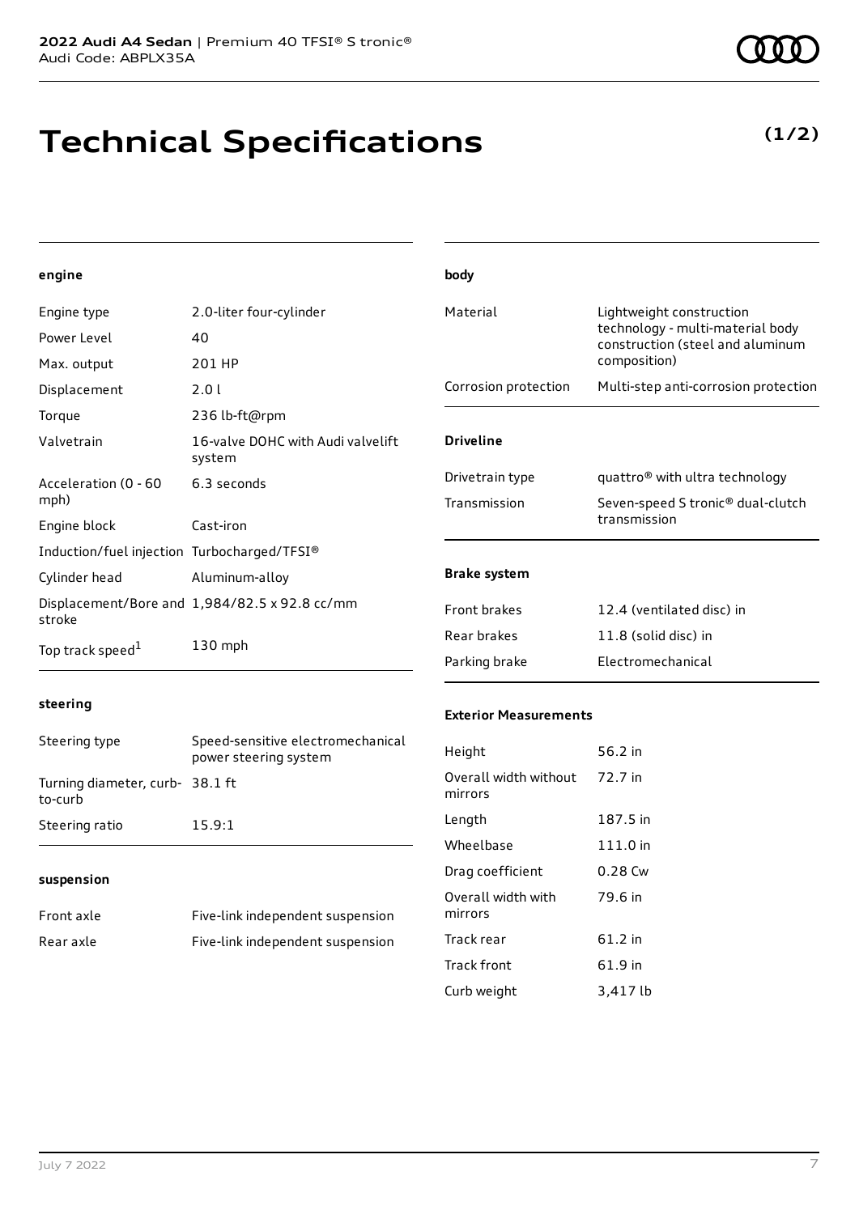# Technical Specifications

**(1/2)**

### engine

| | |
|---|---|
| Engine type | 2.0-liter four-cylinder |
| Power Level | 40 |
| Max. output | 201 HP |
| Displacement | 2.0 l |
| Torque | 236 lb-ft@rpm |
| Valvetrain | 16-valve DOHC with Audi valvelift system |
| Acceleration (0 - 60 mph) | 6.3 seconds |
| Engine block | Cast-iron |
| Induction/fuel injection | Turbocharged/TFSI® |
| Cylinder head | Aluminum-alloy |
| Displacement/Bore and stroke | 1,984/82.5 x 92.8 cc/mm |
| Top track speed[1] | 130 mph |

### steering

| | |
|---|---|
| Steering type | Speed-sensitive electromechanical power steering system |
| Turning diameter, curb-to-curb | 38.1 ft |
| Steering ratio | 15.9:1 |

### suspension

| | |
|---|---|
| Front axle | Five-link independent suspension |
| Rear axle | Five-link independent suspension |

### body

| | |
|---|---|
| Material | Lightweight construction technology - multi-material body construction (steel and aluminum composition) |
| Corrosion protection | Multi-step anti-corrosion protection |

### Driveline

| | |
|---|---|
| Drivetrain type | quattro® with ultra technology |
| Transmission | Seven-speed S tronic® dual-clutch transmission |

### Brake system

| | |
|---|---|
| Front brakes | 12.4 (ventilated disc) in |
| Rear brakes | 11.8 (solid disc) in |
| Parking brake | Electromechanical |

### Exterior Measurements

| | |
|---|---|
| Height | 56.2 in |
| Overall width without mirrors | 72.7 in |
| Length | 187.5 in |
| Wheelbase | 111.0 in |
| Drag coefficient | 0.28 Cw |
| Overall width with mirrors | 79.6 in |
| Track rear | 61.2 in |
| Track front | 61.9 in |
| Curb weight | 3,417 lb |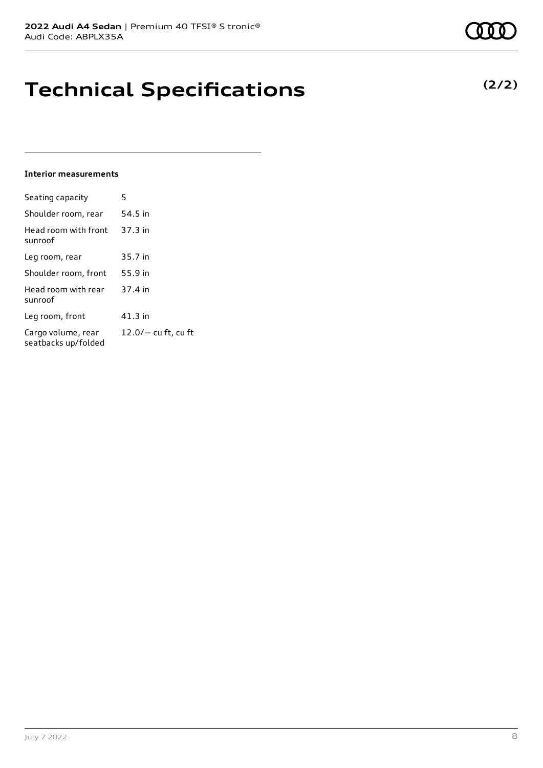# Technical Specifications

**(2/2)**

**Interior measurements**

| | |
|---|---|
| Seating capacity | 5 |
| Shoulder room, rear | 54.5 in |
| Head room with front sunroof | 37.3 in |
| Leg room, rear | 35.7 in |
| Shoulder room, front | 55.9 in |
| Head room with rear sunroof | 37.4 in |
| Leg room, front | 41.3 in |
| Cargo volume, rear seatbacks up/folded | 12.0/— cu ft, cu ft |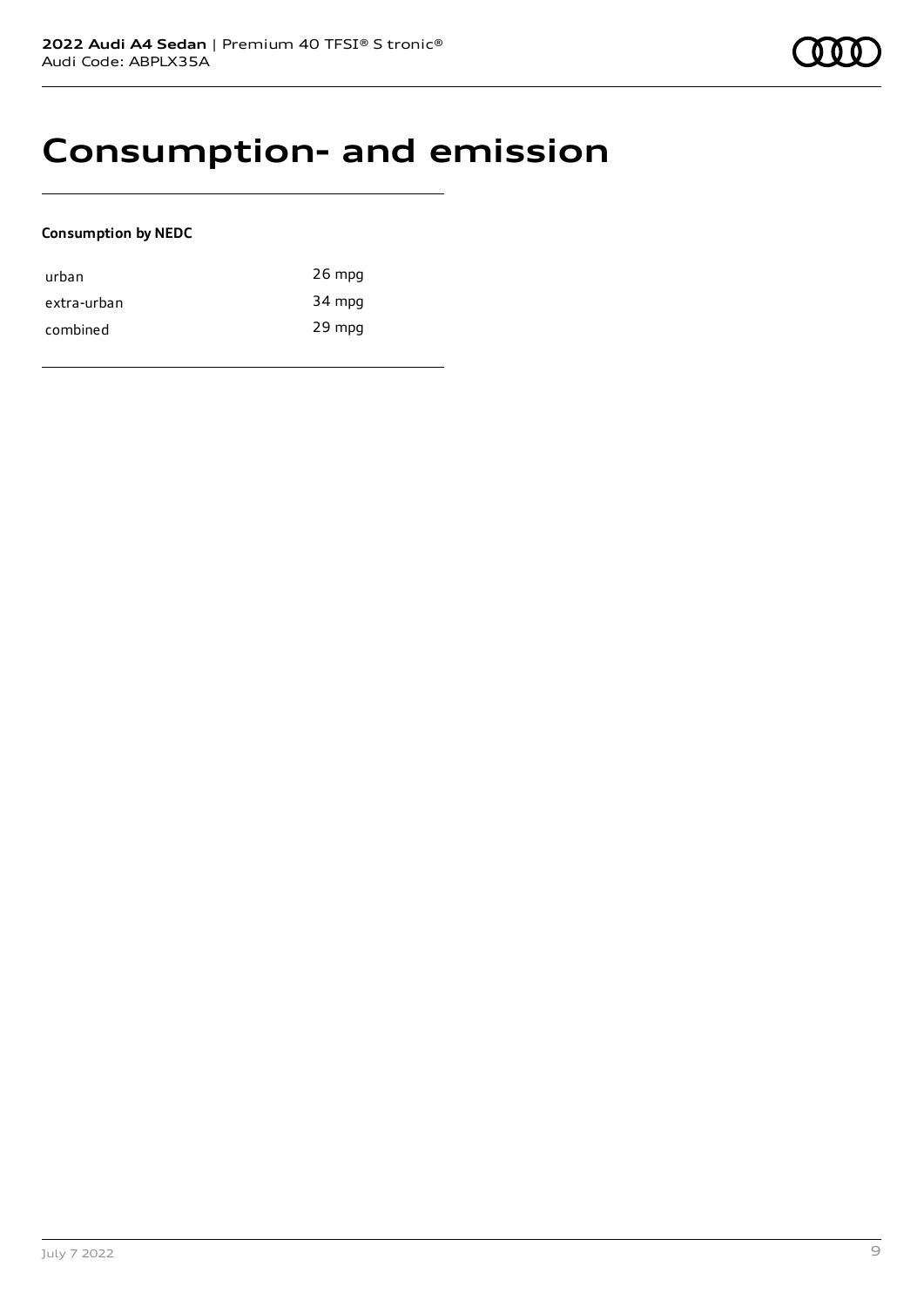# Consumption- and emission

**Consumption by NEDC**

| | |
|---|---|
| urban | 26 mpg |
| extra-urban | 34 mpg |
| combined | 29 mpg |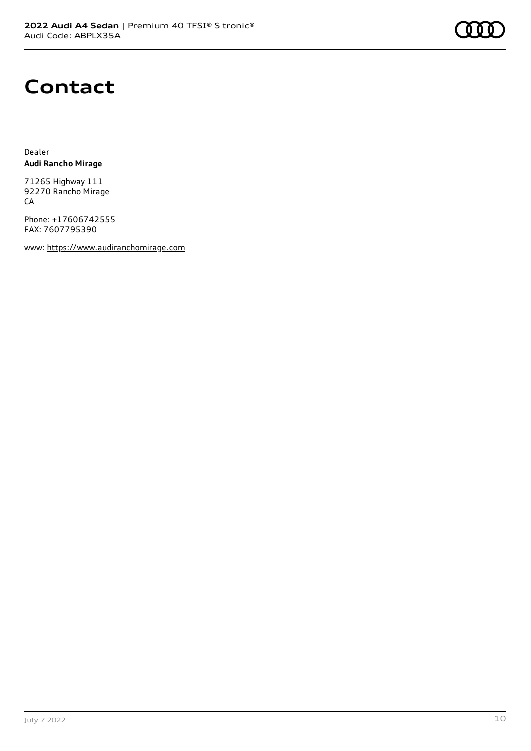# Contact

Dealer
**Audi Rancho Mirage**

71265 Highway 111
92270 Rancho Mirage
CA

Phone: +17606742555
FAX: 7607795390

www: https://www.audiranchomirage.com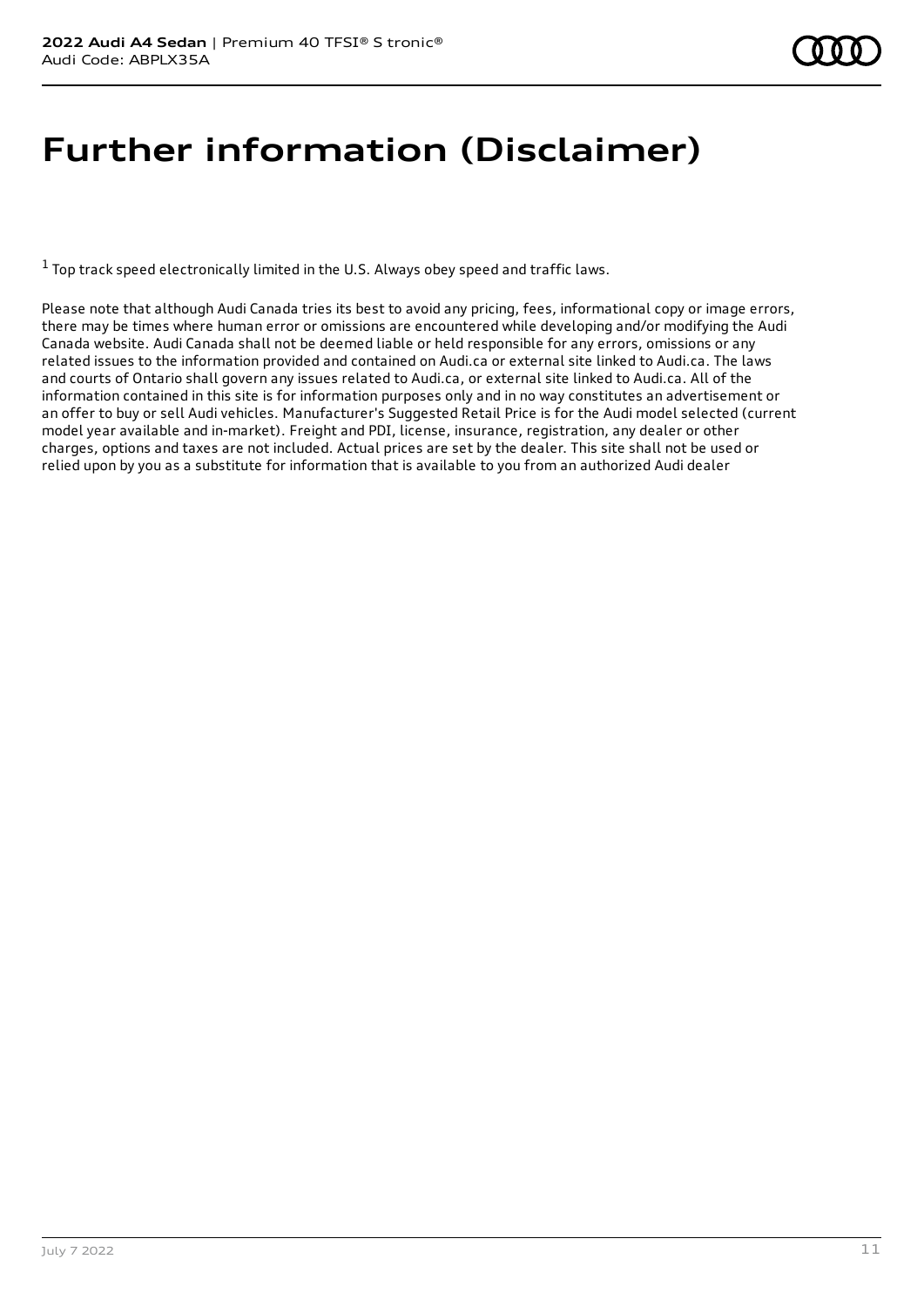# Further information (Disclaimer)

[1] Top track speed electronically limited in the U.S. Always obey speed and traffic laws.

Please note that although Audi Canada tries its best to avoid any pricing, fees, informational copy or image errors, there may be times where human error or omissions are encountered while developing and/or modifying the Audi Canada website. Audi Canada shall not be deemed liable or held responsible for any errors, omissions or any related issues to the information provided and contained on Audi.ca or external site linked to Audi.ca. The laws and courts of Ontario shall govern any issues related to Audi.ca, or external site linked to Audi.ca. All of the information contained in this site is for information purposes only and in no way constitutes an advertisement or an offer to buy or sell Audi vehicles. Manufacturer's Suggested Retail Price is for the Audi model selected (current model year available and in-market). Freight and PDI, license, insurance, registration, any dealer or other charges, options and taxes are not included. Actual prices are set by the dealer. This site shall not be used or relied upon by you as a substitute for information that is available to you from an authorized Audi dealer